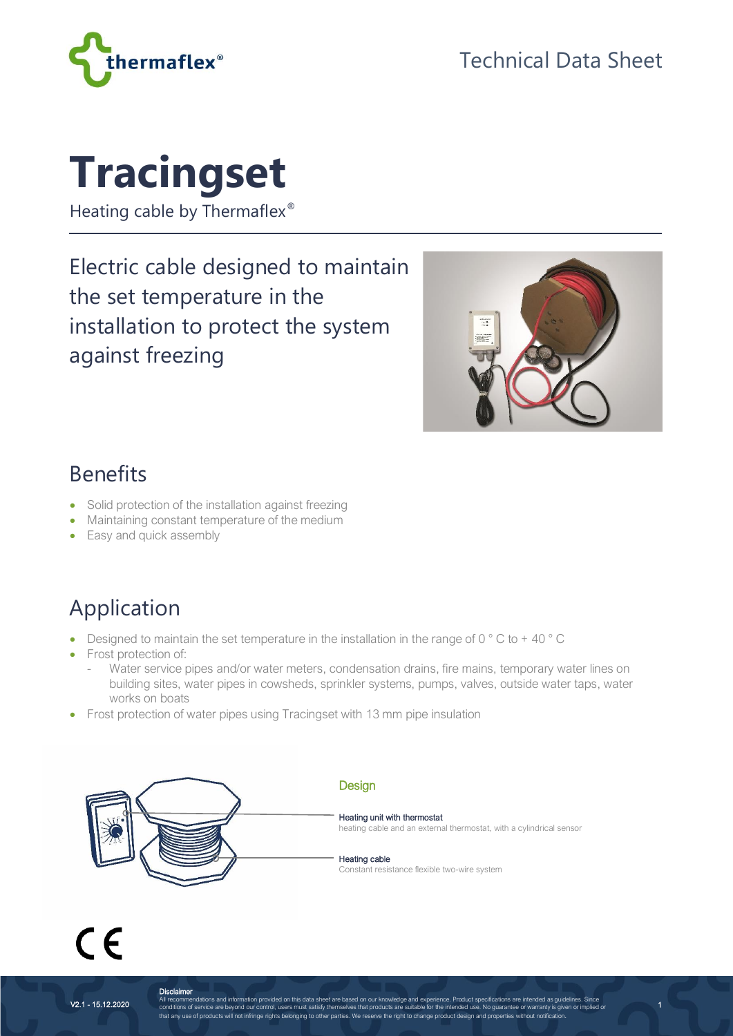Technical Data Sheet

# Tracingset

Heating cable by Thermaflex®

Electric cable designed to maintain the set temperature in the installation to protect the system against freezing

## Benefits

- Solid protection of the installation against freezing
- Maintaining constant temperature of the medium
- Easy and quick assembly

## Application

- Designed to maintain the set temperature in the installation in the range of 0 ° C to + 40 ° C
- Frost protection of:
  - Water service pipes and/or water meters, condensation drains, fire mains, temporary water lines on building sites, water pipes in cowsheds, sprinkler systems, pumps, valves, outside water taps, water works on boats
- Frost protection of water pipes using Tracingset with 13 mm pipe insulation

### Design

**Heating unit with thermostat**
heating cable and an external thermostat, with a cylindrical sensor

**Heating cable**
Constant resistance flexible two-wire system

CE

V2.1 - 15.12.2020

**Disclaimer**
All recommendations and information provided on this data sheet are based on our knowledge and experience. Product specifications are intended as guidelines. Since conditions of service are beyond our control, users must satisfy themselves that products are suitable for the intended use. No guarantee or warranty is given or implied or that any use of products will not infringe rights belonging to other parties. We reserve the right to change product design and properties without notification.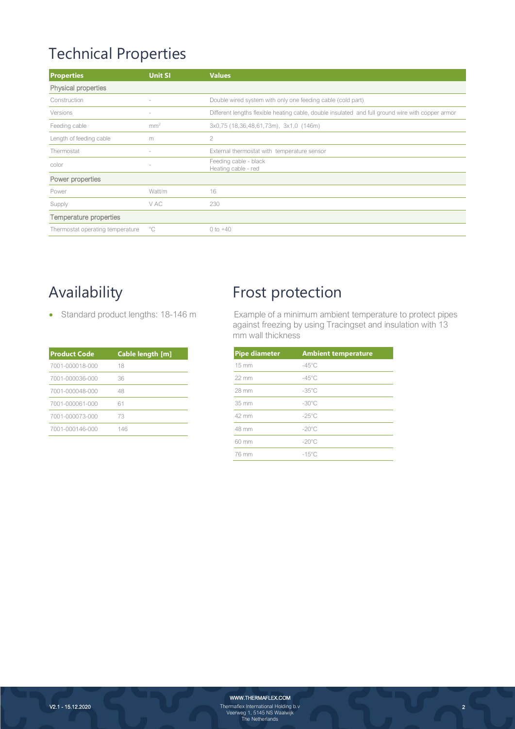# Technical Properties

| Properties | Unit SI | Values |
|---|---|---|
| **Physical properties** | | |
| Construction | - | Double wired system with only one feeding cable (cold part) |
| Versions | - | Different lengths flexible heating cable, double insulated and full ground wire with copper armor |
| Feeding cable | $mm^2$ | 3x0,75 (18,36,48,61,73m), 3x1,0 (146m) |
| Length of feeding cable | m | 2 |
| Thermostat | - | External thermostat with temperature sensor |
| color | - | Feeding cable - black<br>Heating cable - red |
| **Power properties** | | |
| Power | Watt/m | 16 |
| Supply | V AC | 230 |
| **Temperature properties** | | |
| Thermostat operating temperature | °C | 0 to +40 |

# Availability

- Standard product lengths: 18-146 m

| Product Code | Cable length [m] |
|---|---|
| 7001-000018-000 | 18 |
| 7001-000036-000 | 36 |
| 7001-000048-000 | 48 |
| 7001-000061-000 | 61 |
| 7001-000073-000 | 73 |
| 7001-000146-000 | 146 |

# Frost protection

Example of a minimum ambient temperature to protect pipes against freezing by using Tracingset and insulation with 13 mm wall thickness

| Pipe diameter | Ambient temperature |
|---|---|
| 15 mm | -45°C |
| 22 mm | -45°C |
| 28 mm | -35°C |
| 35 mm | -30°C |
| 42 mm | -25°C |
| 48 mm | -20°C |
| 60 mm | -20°C |
| 76 mm | -15°C |

WWW.THERMAFLEX.COM

V2.1 - 15.12.2020

Thermaflex International Holding b.v
Veerweg 1, 5145 NS Waalwijk
The Netherlands